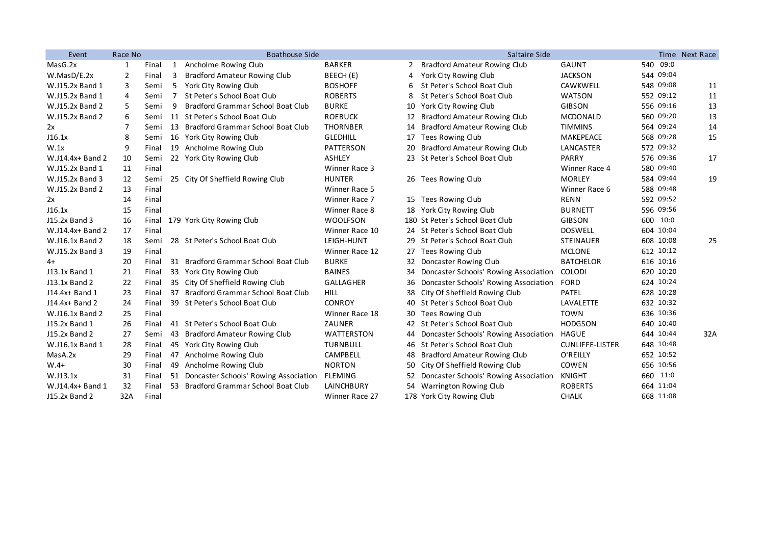| Event | Race No | | Boathouse Side | | | Saltaire Side | | | Time | Next Race |
|---|---|---|---|---|---|---|---|---|---|---|
| MasG.2x | 1 | Final | 1 | Ancholme Rowing Club | BARKER | 2 | Bradford Amateur Rowing Club | GAUNT | 540 09:0 | |
| W.MasD/E.2x | 2 | Final | 3 | Bradford Amateur Rowing Club | BEECH (E) | 4 | York City Rowing Club | JACKSON | 544 09:04 | |
| W.J15.2x Band 1 | 3 | Semi | 5 | York City Rowing Club | BOSHOFF | 6 | St Peter's School Boat Club | CAWKWELL | 548 09:08 | 11 |
| W.J15.2x Band 1 | 4 | Semi | 7 | St Peter's School Boat Club | ROBERTS | 8 | St Peter's School Boat Club | WATSON | 552 09:12 | 11 |
| W.J15.2x Band 2 | 5 | Semi | 9 | Bradford Grammar School Boat Club | BURKE | 10 | York City Rowing Club | GIBSON | 556 09:16 | 13 |
| W.J15.2x Band 2 | 6 | Semi | 11 | St Peter's School Boat Club | ROEBUCK | 12 | Bradford Amateur Rowing Club | MCDONALD | 560 09:20 | 13 |
| 2x | 7 | Semi | 13 | Bradford Grammar School Boat Club | THORNBER | 14 | Bradford Amateur Rowing Club | TIMMINS | 564 09:24 | 14 |
| J16.1x | 8 | Semi | 16 | York City Rowing Club | GLEDHILL | 17 | Tees Rowing Club | MAKEPEACE | 568 09:28 | 15 |
| W.1x | 9 | Final | 19 | Ancholme Rowing Club | PATTERSON | 20 | Bradford Amateur Rowing Club | LANCASTER | 572 09:32 | |
| W.J14.4x+ Band 2 | 10 | Semi | 22 | York City Rowing Club | ASHLEY | 23 | St Peter's School Boat Club | PARRY | 576 09:36 | 17 |
| W.J15.2x Band 1 | 11 | Final | | | Winner Race 3 | | | Winner Race 4 | 580 09:40 | |
| W.J15.2x Band 3 | 12 | Semi | 25 | City Of Sheffield Rowing Club | HUNTER | 26 | Tees Rowing Club | MORLEY | 584 09:44 | 19 |
| W.J15.2x Band 2 | 13 | Final | | | Winner Race 5 | | | Winner Race 6 | 588 09:48 | |
| 2x | 14 | Final | | | Winner Race 7 | 15 | Tees Rowing Club | RENN | 592 09:52 | |
| J16.1x | 15 | Final | | | Winner Race 8 | 18 | York City Rowing Club | BURNETT | 596 09:56 | |
| J15.2x Band 3 | 16 | Final | 179 | York City Rowing Club | WOOLFSON | 180 | St Peter's School Boat Club | GIBSON | 600 10:0 | |
| W.J14.4x+ Band 2 | 17 | Final | | | Winner Race 10 | 24 | St Peter's School Boat Club | DOSWELL | 604 10:04 | |
| W.J16.1x Band 2 | 18 | Semi | 28 | St Peter's School Boat Club | LEIGH-HUNT | 29 | St Peter's School Boat Club | STEINAUER | 608 10:08 | 25 |
| W.J15.2x Band 3 | 19 | Final | | | Winner Race 12 | 27 | Tees Rowing Club | MCLONE | 612 10:12 | |
| 4+ | 20 | Final | 31 | Bradford Grammar School Boat Club | BURKE | 32 | Doncaster Rowing Club | BATCHELOR | 616 10:16 | |
| J13.1x Band 1 | 21 | Final | 33 | York City Rowing Club | BAINES | 34 | Doncaster Schools' Rowing Association | COLODI | 620 10:20 | |
| J13.1x Band 2 | 22 | Final | 35 | City Of Sheffield Rowing Club | GALLAGHER | 36 | Doncaster Schools' Rowing Association | FORD | 624 10:24 | |
| J14.4x+ Band 1 | 23 | Final | 37 | Bradford Grammar School Boat Club | HILL | 38 | City Of Sheffield Rowing Club | PATEL | 628 10:28 | |
| J14.4x+ Band 2 | 24 | Final | 39 | St Peter's School Boat Club | CONROY | 40 | St Peter's School Boat Club | LAVALETTE | 632 10:32 | |
| W.J16.1x Band 2 | 25 | Final | | | Winner Race 18 | 30 | Tees Rowing Club | TOWN | 636 10:36 | |
| J15.2x Band 1 | 26 | Final | 41 | St Peter's School Boat Club | ZAUNER | 42 | St Peter's School Boat Club | HODGSON | 640 10:40 | |
| J15.2x Band 2 | 27 | Semi | 43 | Bradford Amateur Rowing Club | WATTERSTON | 44 | Doncaster Schools' Rowing Association | HAGUE | 644 10:44 | 32A |
| W.J16.1x Band 1 | 28 | Final | 45 | York City Rowing Club | TURNBULL | 46 | St Peter's School Boat Club | CUNLIFFE-LISTER | 648 10:48 | |
| MasA.2x | 29 | Final | 47 | Ancholme Rowing Club | CAMPBELL | 48 | Bradford Amateur Rowing Club | O'REILLY | 652 10:52 | |
| W.4+ | 30 | Final | 49 | Ancholme Rowing Club | NORTON | 50 | City Of Sheffield Rowing Club | COWEN | 656 10:56 | |
| W.J13.1x | 31 | Final | 51 | Doncaster Schools' Rowing Association | FLEMING | 52 | Doncaster Schools' Rowing Association | KNIGHT | 660 11:0 | |
| W.J14.4x+ Band 1 | 32 | Final | 53 | Bradford Grammar School Boat Club | LAINCHBURY | 54 | Warrington Rowing Club | ROBERTS | 664 11:04 | |
| J15.2x Band 2 | 32A | Final | | | Winner Race 27 | 178 | York City Rowing Club | CHALK | 668 11:08 | |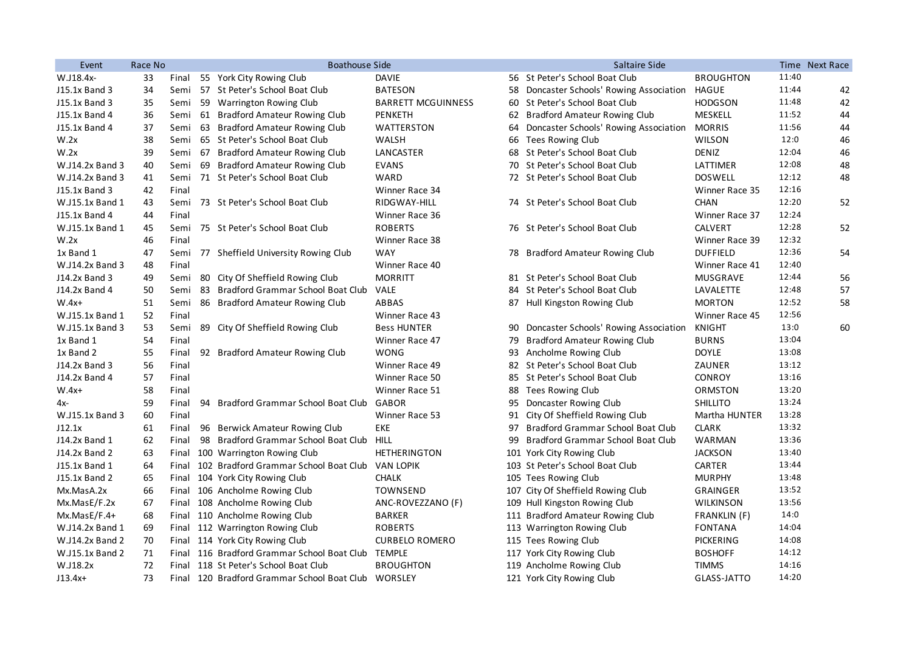| Event | Race No | | | Boathouse Side | | | Saltaire Side | | Time | Next Race |
|---|---|---|---|---|---|---|---|---|---|---|
| W.J18.4x- | 33 | Final | 55 | York City Rowing Club | DAVIE | 56 | St Peter's School Boat Club | BROUGHTON | 11:40 | |
| J15.1x Band 3 | 34 | Semi | 57 | St Peter's School Boat Club | BATESON | 58 | Doncaster Schools' Rowing Association | HAGUE | 11:44 | 42 |
| J15.1x Band 3 | 35 | Semi | 59 | Warrington Rowing Club | BARRETT MCGUINNESS | 60 | St Peter's School Boat Club | HODGSON | 11:48 | 42 |
| J15.1x Band 4 | 36 | Semi | 61 | Bradford Amateur Rowing Club | PENKETH | 62 | Bradford Amateur Rowing Club | MESKELL | 11:52 | 44 |
| J15.1x Band 4 | 37 | Semi | 63 | Bradford Amateur Rowing Club | WATTERSTON | 64 | Doncaster Schools' Rowing Association | MORRIS | 11:56 | 44 |
| W.2x | 38 | Semi | 65 | St Peter's School Boat Club | WALSH | 66 | Tees Rowing Club | WILSON | 12:0 | 46 |
| W.2x | 39 | Semi | 67 | Bradford Amateur Rowing Club | LANCASTER | 68 | St Peter's School Boat Club | DENIZ | 12:04 | 46 |
| W.J14.2x Band 3 | 40 | Semi | 69 | Bradford Amateur Rowing Club | EVANS | 70 | St Peter's School Boat Club | LATTIMER | 12:08 | 48 |
| W.J14.2x Band 3 | 41 | Semi | 71 | St Peter's School Boat Club | WARD | 72 | St Peter's School Boat Club | DOSWELL | 12:12 | 48 |
| J15.1x Band 3 | 42 | Final | | | Winner Race 34 | | | Winner Race 35 | 12:16 | |
| W.J15.1x Band 1 | 43 | Semi | 73 | St Peter's School Boat Club | RIDGWAY-HILL | 74 | St Peter's School Boat Club | CHAN | 12:20 | 52 |
| J15.1x Band 4 | 44 | Final | | | Winner Race 36 | | | Winner Race 37 | 12:24 | |
| W.J15.1x Band 1 | 45 | Semi | 75 | St Peter's School Boat Club | ROBERTS | 76 | St Peter's School Boat Club | CALVERT | 12:28 | 52 |
| W.2x | 46 | Final | | | Winner Race 38 | | | Winner Race 39 | 12:32 | |
| 1x Band 1 | 47 | Semi | 77 | Sheffield University Rowing Club | WAY | 78 | Bradford Amateur Rowing Club | DUFFIELD | 12:36 | 54 |
| W.J14.2x Band 3 | 48 | Final | | | Winner Race 40 | | | Winner Race 41 | 12:40 | |
| J14.2x Band 3 | 49 | Semi | 80 | City Of Sheffield Rowing Club | MORRITT | 81 | St Peter's School Boat Club | MUSGRAVE | 12:44 | 56 |
| J14.2x Band 4 | 50 | Semi | 83 | Bradford Grammar School Boat Club | VALE | 84 | St Peter's School Boat Club | LAVALETTE | 12:48 | 57 |
| W.4x+ | 51 | Semi | 86 | Bradford Amateur Rowing Club | ABBAS | 87 | Hull Kingston Rowing Club | MORTON | 12:52 | 58 |
| W.J15.1x Band 1 | 52 | Final | | | Winner Race 43 | | | Winner Race 45 | 12:56 | |
| W.J15.1x Band 3 | 53 | Semi | 89 | City Of Sheffield Rowing Club | Bess HUNTER | 90 | Doncaster Schools' Rowing Association | KNIGHT | 13:0 | 60 |
| 1x Band 1 | 54 | Final | | | Winner Race 47 | 79 | Bradford Amateur Rowing Club | BURNS | 13:04 | |
| 1x Band 2 | 55 | Final | 92 | Bradford Amateur Rowing Club | WONG | 93 | Ancholme Rowing Club | DOYLE | 13:08 | |
| J14.2x Band 3 | 56 | Final | | | Winner Race 49 | 82 | St Peter's School Boat Club | ZAUNER | 13:12 | |
| J14.2x Band 4 | 57 | Final | | | Winner Race 50 | 85 | St Peter's School Boat Club | CONROY | 13:16 | |
| W.4x+ | 58 | Final | | | Winner Race 51 | 88 | Tees Rowing Club | ORMSTON | 13:20 | |
| 4x- | 59 | Final | 94 | Bradford Grammar School Boat Club | GABOR | 95 | Doncaster Rowing Club | SHILLITO | 13:24 | |
| W.J15.1x Band 3 | 60 | Final | | | Winner Race 53 | 91 | City Of Sheffield Rowing Club | Martha HUNTER | 13:28 | |
| J12.1x | 61 | Final | 96 | Berwick Amateur Rowing Club | EKE | 97 | Bradford Grammar School Boat Club | CLARK | 13:32 | |
| J14.2x Band 1 | 62 | Final | 98 | Bradford Grammar School Boat Club | HILL | 99 | Bradford Grammar School Boat Club | WARMAN | 13:36 | |
| J14.2x Band 2 | 63 | Final | 100 | Warrington Rowing Club | HETHERINGTON | 101 | York City Rowing Club | JACKSON | 13:40 | |
| J15.1x Band 1 | 64 | Final | 102 | Bradford Grammar School Boat Club | VAN LOPIK | 103 | St Peter's School Boat Club | CARTER | 13:44 | |
| J15.1x Band 2 | 65 | Final | 104 | York City Rowing Club | CHALK | 105 | Tees Rowing Club | MURPHY | 13:48 | |
| Mx.MasA.2x | 66 | Final | 106 | Ancholme Rowing Club | TOWNSEND | 107 | City Of Sheffield Rowing Club | GRAINGER | 13:52 | |
| Mx.MasE/F.2x | 67 | Final | 108 | Ancholme Rowing Club | ANC-ROVEZZANO (F) | 109 | Hull Kingston Rowing Club | WILKINSON | 13:56 | |
| Mx.MasE/F.4+ | 68 | Final | 110 | Ancholme Rowing Club | BARKER | 111 | Bradford Amateur Rowing Club | FRANKLIN (F) | 14:0 | |
| W.J14.2x Band 1 | 69 | Final | 112 | Warrington Rowing Club | ROBERTS | 113 | Warrington Rowing Club | FONTANA | 14:04 | |
| W.J14.2x Band 2 | 70 | Final | 114 | York City Rowing Club | CURBELO ROMERO | 115 | Tees Rowing Club | PICKERING | 14:08 | |
| W.J15.1x Band 2 | 71 | Final | 116 | Bradford Grammar School Boat Club | TEMPLE | 117 | York City Rowing Club | BOSHOFF | 14:12 | |
| W.J18.2x | 72 | Final | 118 | St Peter's School Boat Club | BROUGHTON | 119 | Ancholme Rowing Club | TIMMS | 14:16 | |
| J13.4x+ | 73 | Final | 120 | Bradford Grammar School Boat Club | WORSLEY | 121 | York City Rowing Club | GLASS-JATTO | 14:20 | |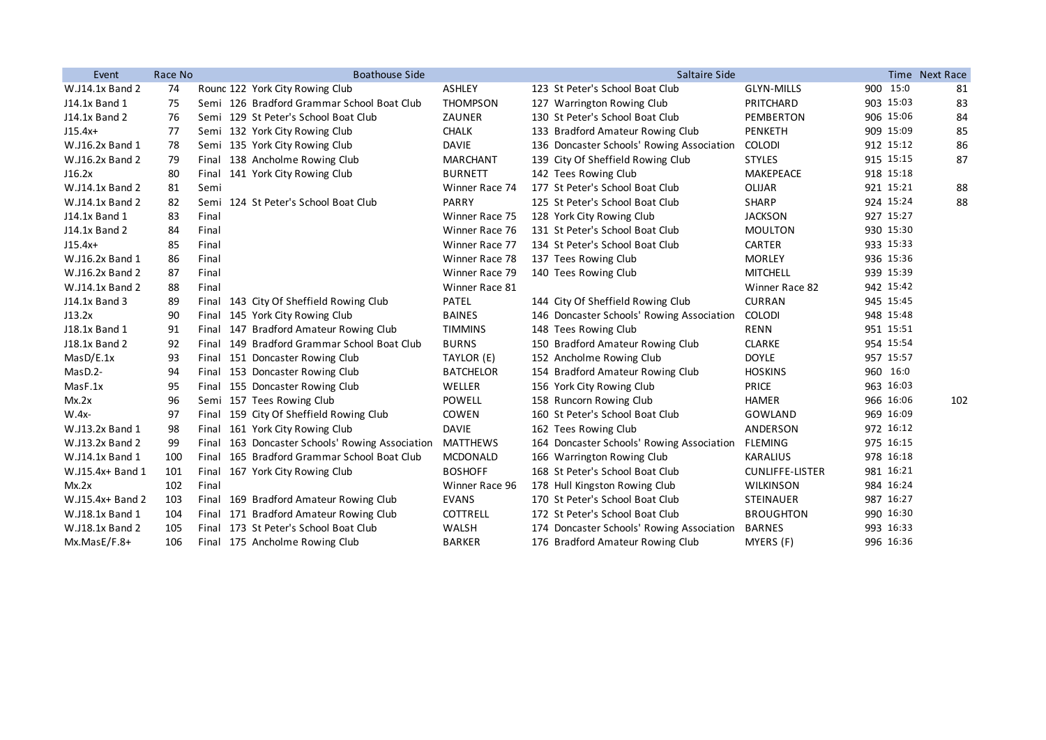| Event | Race No | | Boathouse Side | | Saltaire Side | | | Time | Next Race |
|---|---|---|---|---|---|---|---|---|---|
| W.J14.1x Band 2 | 74 | Rounc | 122 York City Rowing Club | ASHLEY | 123 St Peter's School Boat Club | GLYN-MILLS | 900 | 15:0 | 81 |
| J14.1x Band 1 | 75 | Semi | 126 Bradford Grammar School Boat Club | THOMPSON | 127 Warrington Rowing Club | PRITCHARD | 903 | 15:03 | 83 |
| J14.1x Band 2 | 76 | Semi | 129 St Peter's School Boat Club | ZAUNER | 130 St Peter's School Boat Club | PEMBERTON | 906 | 15:06 | 84 |
| J15.4x+ | 77 | Semi | 132 York City Rowing Club | CHALK | 133 Bradford Amateur Rowing Club | PENKETH | 909 | 15:09 | 85 |
| W.J16.2x Band 1 | 78 | Semi | 135 York City Rowing Club | DAVIE | 136 Doncaster Schools' Rowing Association | COLODI | 912 | 15:12 | 86 |
| W.J16.2x Band 2 | 79 | Final | 138 Ancholme Rowing Club | MARCHANT | 139 City Of Sheffield Rowing Club | STYLES | 915 | 15:15 | 87 |
| J16.2x | 80 | Final | 141 York City Rowing Club | BURNETT | 142 Tees Rowing Club | MAKEPEACE | 918 | 15:18 | |
| W.J14.1x Band 2 | 81 | Semi | | Winner Race 74 | 177 St Peter's School Boat Club | OLIJAR | 921 | 15:21 | 88 |
| W.J14.1x Band 2 | 82 | Semi | 124 St Peter's School Boat Club | PARRY | 125 St Peter's School Boat Club | SHARP | 924 | 15:24 | 88 |
| J14.1x Band 1 | 83 | Final | | Winner Race 75 | 128 York City Rowing Club | JACKSON | 927 | 15:27 | |
| J14.1x Band 2 | 84 | Final | | Winner Race 76 | 131 St Peter's School Boat Club | MOULTON | 930 | 15:30 | |
| J15.4x+ | 85 | Final | | Winner Race 77 | 134 St Peter's School Boat Club | CARTER | 933 | 15:33 | |
| W.J16.2x Band 1 | 86 | Final | | Winner Race 78 | 137 Tees Rowing Club | MORLEY | 936 | 15:36 | |
| W.J16.2x Band 2 | 87 | Final | | Winner Race 79 | 140 Tees Rowing Club | MITCHELL | 939 | 15:39 | |
| W.J14.1x Band 2 | 88 | Final | | Winner Race 81 | | Winner Race 82 | 942 | 15:42 | |
| J14.1x Band 3 | 89 | Final | 143 City Of Sheffield Rowing Club | PATEL | 144 City Of Sheffield Rowing Club | CURRAN | 945 | 15:45 | |
| J13.2x | 90 | Final | 145 York City Rowing Club | BAINES | 146 Doncaster Schools' Rowing Association | COLODI | 948 | 15:48 | |
| J18.1x Band 1 | 91 | Final | 147 Bradford Amateur Rowing Club | TIMMINS | 148 Tees Rowing Club | RENN | 951 | 15:51 | |
| J18.1x Band 2 | 92 | Final | 149 Bradford Grammar School Boat Club | BURNS | 150 Bradford Amateur Rowing Club | CLARKE | 954 | 15:54 | |
| MasD/E.1x | 93 | Final | 151 Doncaster Rowing Club | TAYLOR (E) | 152 Ancholme Rowing Club | DOYLE | 957 | 15:57 | |
| MasD.2- | 94 | Final | 153 Doncaster Rowing Club | BATCHELOR | 154 Bradford Amateur Rowing Club | HOSKINS | 960 | 16:0 | |
| MasF.1x | 95 | Final | 155 Doncaster Rowing Club | WELLER | 156 York City Rowing Club | PRICE | 963 | 16:03 | |
| Mx.2x | 96 | Semi | 157 Tees Rowing Club | POWELL | 158 Runcorn Rowing Club | HAMER | 966 | 16:06 | 102 |
| W.4x- | 97 | Final | 159 City Of Sheffield Rowing Club | COWEN | 160 St Peter's School Boat Club | GOWLAND | 969 | 16:09 | |
| W.J13.2x Band 1 | 98 | Final | 161 York City Rowing Club | DAVIE | 162 Tees Rowing Club | ANDERSON | 972 | 16:12 | |
| W.J13.2x Band 2 | 99 | Final | 163 Doncaster Schools' Rowing Association | MATTHEWS | 164 Doncaster Schools' Rowing Association | FLEMING | 975 | 16:15 | |
| W.J14.1x Band 1 | 100 | Final | 165 Bradford Grammar School Boat Club | MCDONALD | 166 Warrington Rowing Club | KARALIUS | 978 | 16:18 | |
| W.J15.4x+ Band 1 | 101 | Final | 167 York City Rowing Club | BOSHOFF | 168 St Peter's School Boat Club | CUNLIFFE-LISTER | 981 | 16:21 | |
| Mx.2x | 102 | Final | | Winner Race 96 | 178 Hull Kingston Rowing Club | WILKINSON | 984 | 16:24 | |
| W.J15.4x+ Band 2 | 103 | Final | 169 Bradford Amateur Rowing Club | EVANS | 170 St Peter's School Boat Club | STEINAUER | 987 | 16:27 | |
| W.J18.1x Band 1 | 104 | Final | 171 Bradford Amateur Rowing Club | COTTRELL | 172 St Peter's School Boat Club | BROUGHTON | 990 | 16:30 | |
| W.J18.1x Band 2 | 105 | Final | 173 St Peter's School Boat Club | WALSH | 174 Doncaster Schools' Rowing Association | BARNES | 993 | 16:33 | |
| Mx.MasE/F.8+ | 106 | Final | 175 Ancholme Rowing Club | BARKER | 176 Bradford Amateur Rowing Club | MYERS (F) | 996 | 16:36 | |